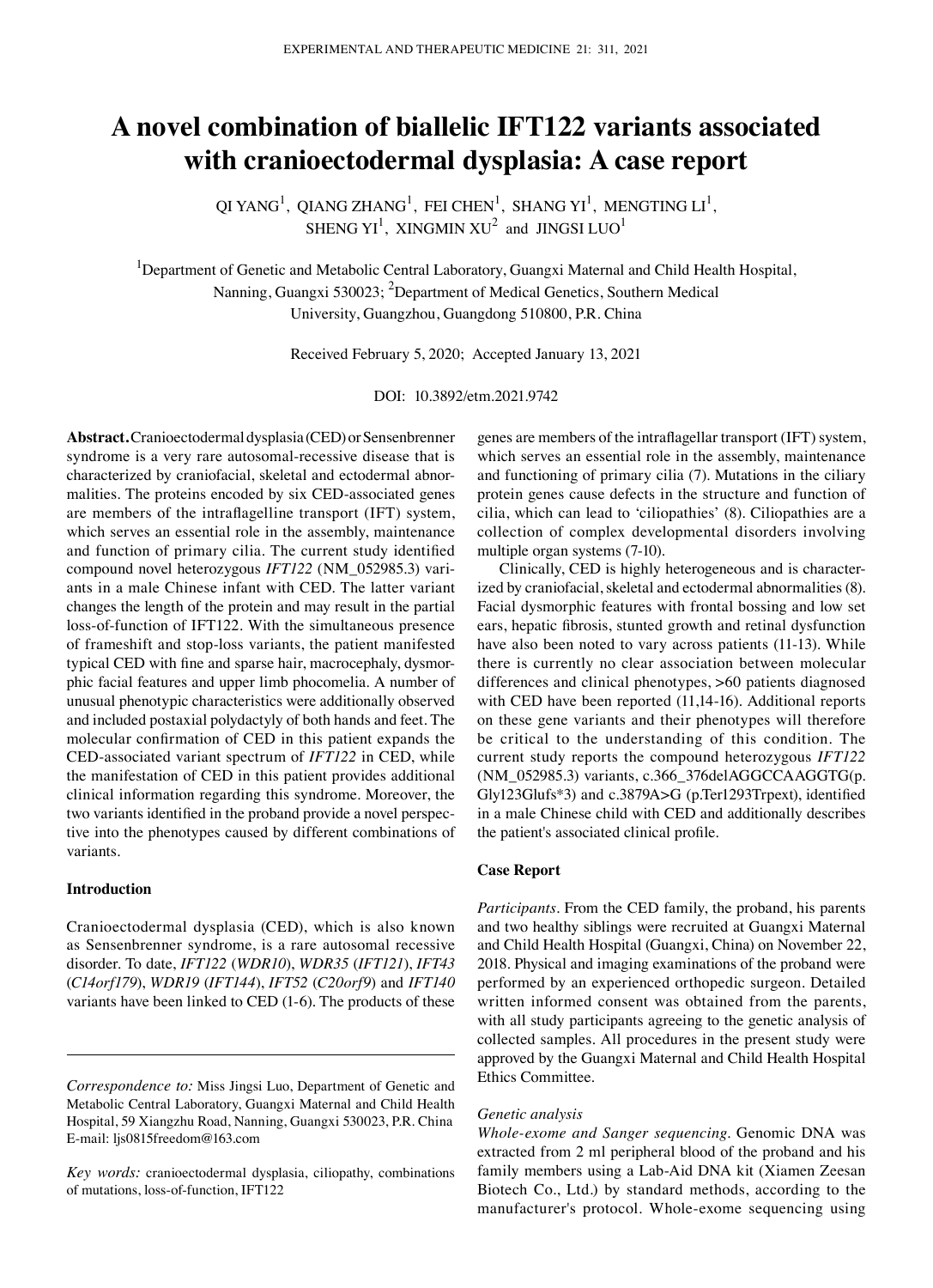# A novel combination of biallelic IFT122 variants associated with cranioectodermal dysplasia: A case report

QI YANG[1], QIANG ZHANG[1], FEI CHEN[1], SHANG YI[1], MENGTING LI[1], SHENG YI[1], XINGMIN XU[2] and JINGSI LUO[1]

[1]Department of Genetic and Metabolic Central Laboratory, Guangxi Maternal and Child Health Hospital, Nanning, Guangxi 530023; [2]Department of Medical Genetics, Southern Medical University, Guangzhou, Guangdong 510800, P.R. China

Received February 5, 2020; Accepted January 13, 2021

DOI: 10.3892/etm.2021.9742

**Abstract.** Cranioectodermal dysplasia (CED) or Sensenbrenner syndrome is a very rare autosomal-recessive disease that is characterized by craniofacial, skeletal and ectodermal abnormalities. The proteins encoded by six CED-associated genes are members of the intraflagelline transport (IFT) system, which serves an essential role in the assembly, maintenance and function of primary cilia. The current study identified compound novel heterozygous *IFT122* (NM_052985.3) variants in a male Chinese infant with CED. The latter variant changes the length of the protein and may result in the partial loss-of-function of IFT122. With the simultaneous presence of frameshift and stop-loss variants, the patient manifested typical CED with fine and sparse hair, macrocephaly, dysmorphic facial features and upper limb phocomelia. A number of unusual phenotypic characteristics were additionally observed and included postaxial polydactyly of both hands and feet. The molecular confirmation of CED in this patient expands the CED-associated variant spectrum of *IFT122* in CED, while the manifestation of CED in this patient provides additional clinical information regarding this syndrome. Moreover, the two variants identified in the proband provide a novel perspective into the phenotypes caused by different combinations of variants.

## Introduction

Cranioectodermal dysplasia (CED), which is also known as Sensenbrenner syndrome, is a rare autosomal recessive disorder. To date, *IFT122* (*WDR10*), *WDR35* (*IFT121*), *IFT43* (*C14orf179*), *WDR19* (*IFT144*), *IFT52* (*C20orf9*) and *IFT140* variants have been linked to CED (1-6). The products of these genes are members of the intraflagellar transport (IFT) system, which serves an essential role in the assembly, maintenance and functioning of primary cilia (7). Mutations in the ciliary protein genes cause defects in the structure and function of cilia, which can lead to 'ciliopathies' (8). Ciliopathies are a collection of complex developmental disorders involving multiple organ systems (7-10).

Clinically, CED is highly heterogeneous and is characterized by craniofacial, skeletal and ectodermal abnormalities (8). Facial dysmorphic features with frontal bossing and low set ears, hepatic fibrosis, stunted growth and retinal dysfunction have also been noted to vary across patients (11-13). While there is currently no clear association between molecular differences and clinical phenotypes, >60 patients diagnosed with CED have been reported (11,14-16). Additional reports on these gene variants and their phenotypes will therefore be critical to the understanding of this condition. The current study reports the compound heterozygous *IFT122* (NM_052985.3) variants, c.366_376delAGGCCAAGGTG(p.Gly123Glufs*3) and c.3879A>G (p.Ter1293Trpext), identified in a male Chinese child with CED and additionally describes the patient's associated clinical profile.

## Case Report

*Participants.* From the CED family, the proband, his parents and two healthy siblings were recruited at Guangxi Maternal and Child Health Hospital (Guangxi, China) on November 22, 2018. Physical and imaging examinations of the proband were performed by an experienced orthopedic surgeon. Detailed written informed consent was obtained from the parents, with all study participants agreeing to the genetic analysis of collected samples. All procedures in the present study were approved by the Guangxi Maternal and Child Health Hospital Ethics Committee.

*Genetic analysis*

*Whole-exome and Sanger sequencing.* Genomic DNA was extracted from 2 ml peripheral blood of the proband and his family members using a Lab-Aid DNA kit (Xiamen Zeesan Biotech Co., Ltd.) by standard methods, according to the manufacturer's protocol. Whole-exome sequencing using

---

*Correspondence to:* Miss Jingsi Luo, Department of Genetic and Metabolic Central Laboratory, Guangxi Maternal and Child Health Hospital, 59 Xiangzhu Road, Nanning, Guangxi 530023, P.R. China
E-mail: ljs0815freedom@163.com

*Key words:* cranioectodermal dysplasia, ciliopathy, combinations of mutations, loss-of-function, IFT122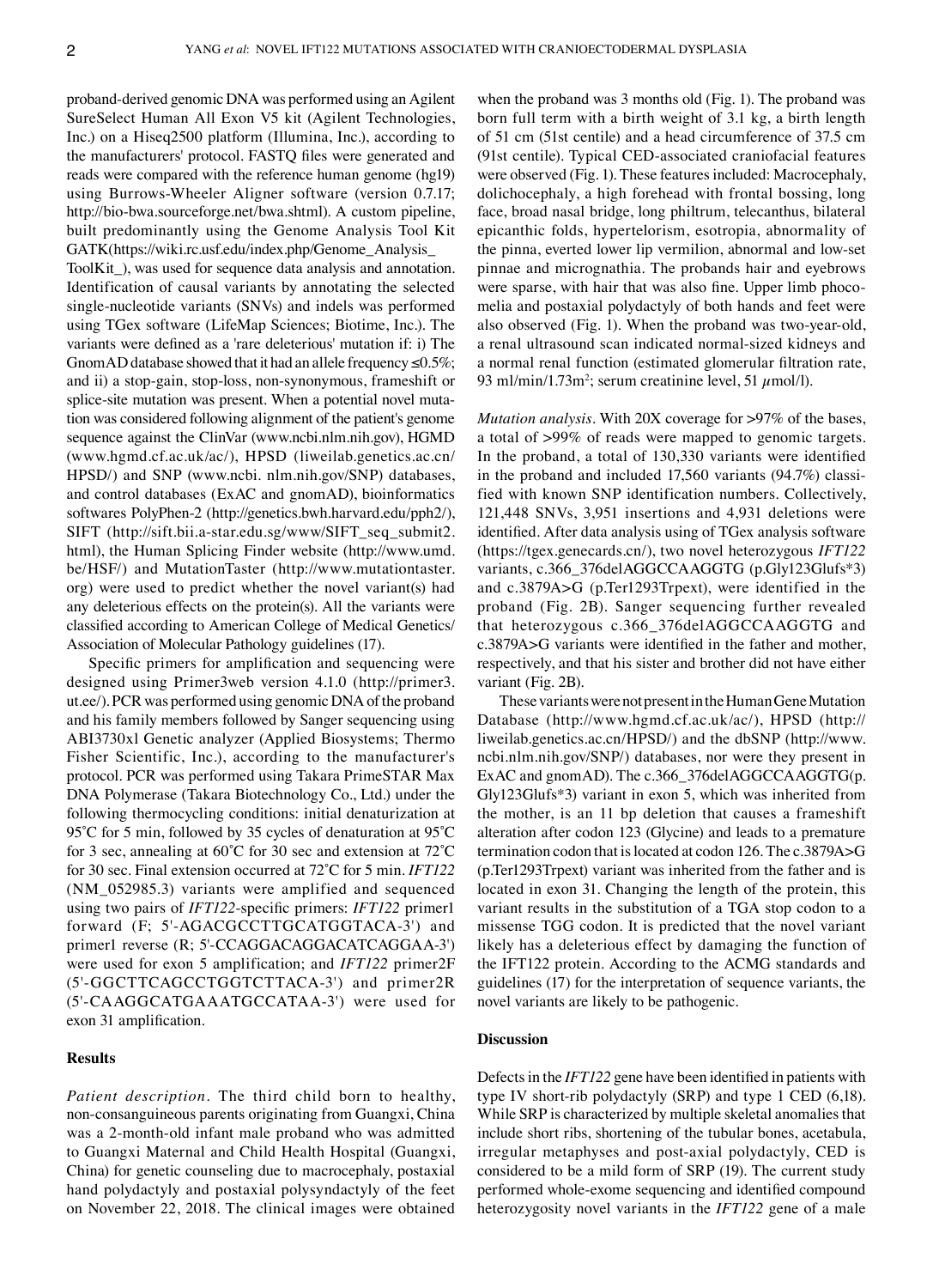proband-derived genomic DNA was performed using an Agilent SureSelect Human All Exon V5 kit (Agilent Technologies, Inc.) on a Hiseq2500 platform (Illumina, Inc.), according to the manufacturers' protocol. FASTQ files were generated and reads were compared with the reference human genome (hg19) using Burrows-Wheeler Aligner software (version 0.7.17; http://bio-bwa.sourceforge.net/bwa.shtml). A custom pipeline, built predominantly using the Genome Analysis Tool Kit GATK(https://wiki.rc.usf.edu/index.php/Genome_Analysis_ToolKit_), was used for sequence data analysis and annotation. Identification of causal variants by annotating the selected single-nucleotide variants (SNVs) and indels was performed using TGex software (LifeMap Sciences; Biotime, Inc.). The variants were defined as a 'rare deleterious' mutation if: i) The GnomAD database showed that it had an allele frequency ≤0.5%; and ii) a stop-gain, stop-loss, non-synonymous, frameshift or splice-site mutation was present. When a potential novel mutation was considered following alignment of the patient's genome sequence against the ClinVar (www.ncbi.nlm.nih.gov), HGMD (www.hgmd.cf.ac.uk/ac/), HPSD (liweilab.genetics.ac.cn/HPSD/) and SNP (www.ncbi. nlm.nih.gov/SNP) databases, and control databases (ExAC and gnomAD), bioinformatics softwares PolyPhen-2 (http://genetics.bwh.harvard.edu/pph2/), SIFT (http://sift.bii.a-star.edu.sg/www/SIFT_seq_submit2.html), the Human Splicing Finder website (http://www.umd.be/HSF/) and MutationTaster (http://www.mutationtaster.org) were used to predict whether the novel variant(s) had any deleterious effects on the protein(s). All the variants were classified according to American College of Medical Genetics/Association of Molecular Pathology guidelines (17).

Specific primers for amplification and sequencing were designed using Primer3web version 4.1.0 (http://primer3.ut.ee/). PCR was performed using genomic DNA of the proband and his family members followed by Sanger sequencing using ABI3730xl Genetic analyzer (Applied Biosystems; Thermo Fisher Scientific, Inc.), according to the manufacturer's protocol. PCR was performed using Takara PrimeSTAR Max DNA Polymerase (Takara Biotechnology Co., Ltd.) under the following thermocycling conditions: initial denaturization at 95˚C for 5 min, followed by 35 cycles of denaturation at 95˚C for 3 sec, annealing at 60˚C for 30 sec and extension at 72˚C for 30 sec. Final extension occurred at 72˚C for 5 min. *IFT122* (NM_052985.3) variants were amplified and sequenced using two pairs of *IFT122*-specific primers: *IFT122* primer1 forward (F; 5'-AGACGCCTTGCATGGTACA-3') and primer1 reverse (R; 5'-CCAGGACAGGACATCAGGAA-3') were used for exon 5 amplification; and *IFT122* primer2F (5'-GGCTTCAGCCTGGTCTTACA-3') and primer2R (5'-CAAGGCATGAAATGCCATAA-3') were used for exon 31 amplification.

## Results

*Patient description*. The third child born to healthy, non-consanguineous parents originating from Guangxi, China was a 2-month-old infant male proband who was admitted to Guangxi Maternal and Child Health Hospital (Guangxi, China) for genetic counseling due to macrocephaly, postaxial hand polydactyly and postaxial polysyndactyly of the feet on November 22, 2018. The clinical images were obtained when the proband was 3 months old (Fig. 1). The proband was born full term with a birth weight of 3.1 kg, a birth length of 51 cm (51st centile) and a head circumference of 37.5 cm (91st centile). Typical CED-associated craniofacial features were observed (Fig. 1). These features included: Macrocephaly, dolichocephaly, a high forehead with frontal bossing, long face, broad nasal bridge, long philtrum, telecanthus, bilateral epicanthic folds, hypertelorism, esotropia, abnormality of the pinna, everted lower lip vermilion, abnormal and low-set pinnae and micrognathia. The probands hair and eyebrows were sparse, with hair that was also fine. Upper limb phocomelia and postaxial polydactyly of both hands and feet were also observed (Fig. 1). When the proband was two-year-old, a renal ultrasound scan indicated normal-sized kidneys and a normal renal function (estimated glomerular filtration rate, 93 ml/min/1.73m$^2$; serum creatinine level, 51 µmol/l).

*Mutation analysis*. With 20X coverage for >97% of the bases, a total of >99% of reads were mapped to genomic targets. In the proband, a total of 130,330 variants were identified in the proband and included 17,560 variants (94.7%) classified with known SNP identification numbers. Collectively, 121,448 SNVs, 3,951 insertions and 4,931 deletions were identified. After data analysis using of TGex analysis software (https://tgex.genecards.cn/), two novel heterozygous *IFT122* variants, c.366_376delAGGCCAAGGTG (p.Gly123Glufs*3) and c.3879A>G (p.Ter1293Trpext), were identified in the proband (Fig. 2B). Sanger sequencing further revealed that heterozygous c.366_376delAGGCCAAGGTG and c.3879A>G variants were identified in the father and mother, respectively, and that his sister and brother did not have either variant (Fig. 2B).

These variants were not present in the Human Gene Mutation Database (http://www.hgmd.cf.ac.uk/ac/), HPSD (http://liweilab.genetics.ac.cn/HPSD/) and the dbSNP (http://www.ncbi.nlm.nih.gov/SNP/) databases, nor were they present in ExAC and gnomAD). The c.366_376delAGGCCAAGGTG(p.Gly123Glufs*3) variant in exon 5, which was inherited from the mother, is an 11 bp deletion that causes a frameshift alteration after codon 123 (Glycine) and leads to a premature termination codon that is located at codon 126. The c.3879A>G (p.Ter1293Trpext) variant was inherited from the father and is located in exon 31. Changing the length of the protein, this variant results in the substitution of a TGA stop codon to a missense TGG codon. It is predicted that the novel variant likely has a deleterious effect by damaging the function of the IFT122 protein. According to the ACMG standards and guidelines (17) for the interpretation of sequence variants, the novel variants are likely to be pathogenic.

## Discussion

Defects in the *IFT122* gene have been identified in patients with type IV short-rib polydactyly (SRP) and type 1 CED (6,18). While SRP is characterized by multiple skeletal anomalies that include short ribs, shortening of the tubular bones, acetabula, irregular metaphyses and post-axial polydactyly, CED is considered to be a mild form of SRP (19). The current study performed whole-exome sequencing and identified compound heterozygosity novel variants in the *IFT122* gene of a male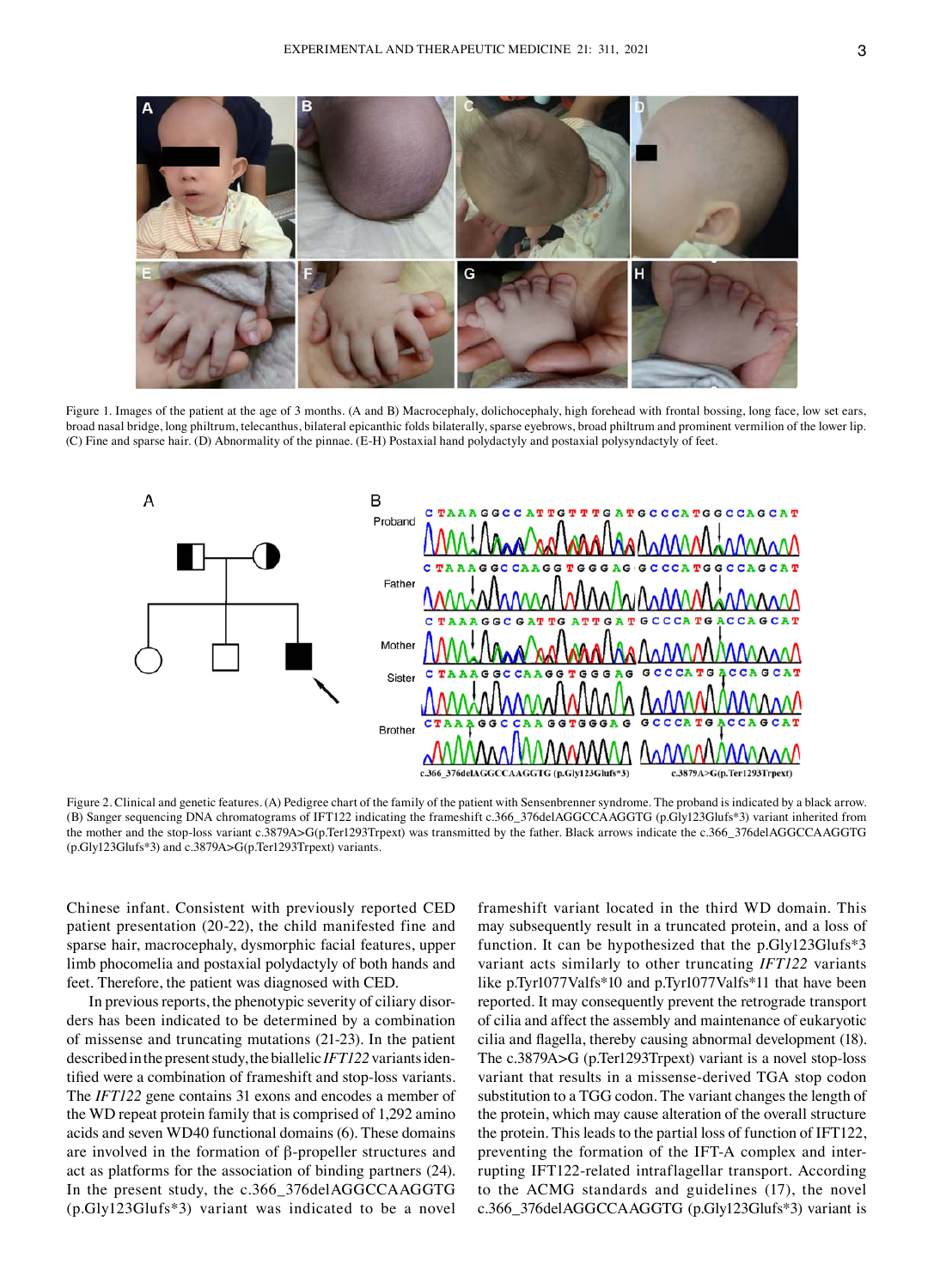Figure 1. Images of the patient at the age of 3 months. (A and B) Macrocephaly, dolichocephaly, high forehead with frontal bossing, long face, low set ears, broad nasal bridge, long philtrum, telecanthus, bilateral epicanthic folds bilaterally, sparse eyebrows, broad philtrum and prominent vermilion of the lower lip. (C) Fine and sparse hair. (D) Abnormality of the pinnae. (E-H) Postaxial hand polydactyly and postaxial polysyndactyly of feet.

Figure 2. Clinical and genetic features. (A) Pedigree chart of the family of the patient with Sensenbrenner syndrome. The proband is indicated by a black arrow. (B) Sanger sequencing DNA chromatograms of IFT122 indicating the frameshift c.366_376delAGGCCAAGGTG (p.Gly123Glufs*3) variant inherited from the mother and the stop-loss variant c.3879A>G(p.Ter1293Trpext) was transmitted by the father. Black arrows indicate the c.366_376delAGGCCAAGGTG (p.Gly123Glufs*3) and c.3879A>G(p.Ter1293Trpext) variants.

Chinese infant. Consistent with previously reported CED patient presentation (20-22), the child manifested fine and sparse hair, macrocephaly, dysmorphic facial features, upper limb phocomelia and postaxial polydactyly of both hands and feet. Therefore, the patient was diagnosed with CED.

In previous reports, the phenotypic severity of ciliary disorders has been indicated to be determined by a combination of missense and truncating mutations (21-23). In the patient described in the present study, the biallelic *IFT122* variants identified were a combination of frameshift and stop-loss variants. The *IFT122* gene contains 31 exons and encodes a member of the WD repeat protein family that is comprised of 1,292 amino acids and seven WD40 functional domains (6). These domains are involved in the formation of β-propeller structures and act as platforms for the association of binding partners (24). In the present study, the c.366_376delAGGCCAAGGTG (p.Gly123Glufs*3) variant was indicated to be a novel frameshift variant located in the third WD domain. This may subsequently result in a truncated protein, and a loss of function. It can be hypothesized that the p.Gly123Glufs*3 variant acts similarly to other truncating *IFT122* variants like p.Tyr1077Valfs*10 and p.Tyr1077Valfs*11 that have been reported. It may consequently prevent the retrograde transport of cilia and affect the assembly and maintenance of eukaryotic cilia and flagella, thereby causing abnormal development (18). The c.3879A>G (p.Ter1293Trpext) variant is a novel stop-loss variant that results in a missense-derived TGA stop codon substitution to a TGG codon. The variant changes the length of the protein, which may cause alteration of the overall structure the protein. This leads to the partial loss of function of IFT122, preventing the formation of the IFT-A complex and interrupting IFT122-related intraflagellar transport. According to the ACMG standards and guidelines (17), the novel c.366_376delAGGCCAAGGTG (p.Gly123Glufs*3) variant is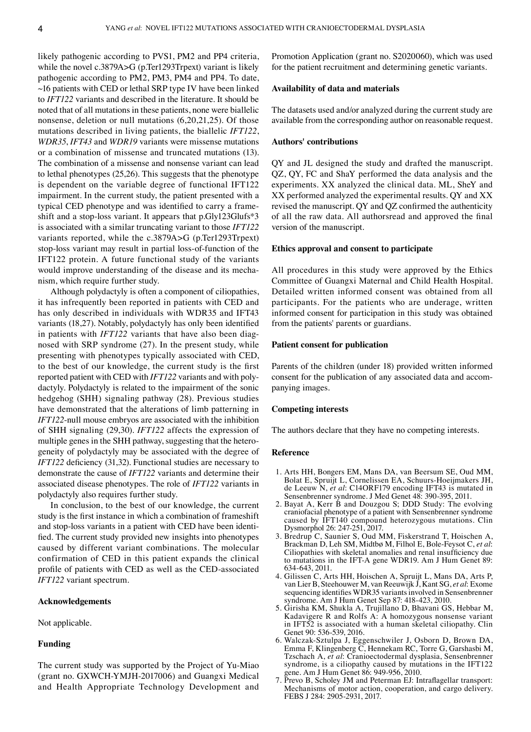likely pathogenic according to PVS1, PM2 and PP4 criteria, while the novel c.3879A>G (p.Ter1293Trpext) variant is likely pathogenic according to PM2, PM3, PM4 and PP4. To date, ~16 patients with CED or lethal SRP type IV have been linked to *IFT122* variants and described in the literature. It should be noted that of all mutations in these patients, none were biallelic nonsense, deletion or null mutations (6,20,21,25). Of those mutations described in living patients, the biallelic *IFT122*, *WDR35*, *IFT43* and *WDR19* variants were missense mutations or a combination of missense and truncated mutations (13). The combination of a missense and nonsense variant can lead to lethal phenotypes (25,26). This suggests that the phenotype is dependent on the variable degree of functional IFT122 impairment. In the current study, the patient presented with a typical CED phenotype and was identified to carry a frameshift and a stop-loss variant. It appears that p.Gly123Glufs*3 is associated with a similar truncating variant to those *IFT122* variants reported, while the c.3879A>G (p.Ter1293Trpext) stop-loss variant may result in partial loss-of-function of the IFT122 protein. A future functional study of the variants would improve understanding of the disease and its mechanism, which require further study.

Although polydactyly is often a component of ciliopathies, it has infrequently been reported in patients with CED and has only described in individuals with WDR35 and IFT43 variants (18,27). Notably, polydactyly has only been identified in patients with *IFT122* variants that have also been diagnosed with SRP syndrome (27). In the present study, while presenting with phenotypes typically associated with CED, to the best of our knowledge, the current study is the first reported patient with CED with *IFT122* variants and with polydactyly. Polydactyly is related to the impairment of the sonic hedgehog (SHH) signaling pathway (28). Previous studies have demonstrated that the alterations of limb patterning in *IFT122*-null mouse embryos are associated with the inhibition of SHH signaling (29,30). *IFT122* affects the expression of multiple genes in the SHH pathway, suggesting that the heterogeneity of polydactyly may be associated with the degree of *IFT122* deficiency (31,32). Functional studies are necessary to demonstrate the cause of *IFT122* variants and determine their associated disease phenotypes. The role of *IFT122* variants in polydactyly also requires further study.

In conclusion, to the best of our knowledge, the current study is the first instance in which a combination of frameshift and stop-loss variants in a patient with CED have been identified. The current study provided new insights into phenotypes caused by different variant combinations. The molecular confirmation of CED in this patient expands the clinical profile of patients with CED as well as the CED-associated *IFT122* variant spectrum.

## Acknowledgements

Not applicable.

## Funding

The current study was supported by the Project of Yu-Miao (grant no. GXWCH-YMJH-2017006) and Guangxi Medical and Health Appropriate Technology Development and Promotion Application (grant no. S2020060), which was used for the patient recruitment and determining genetic variants.

## Availability of data and materials

The datasets used and/or analyzed during the current study are available from the corresponding author on reasonable request.

## Authors' contributions

QY and JL designed the study and drafted the manuscript. QZ, QY, FC and ShaY performed the data analysis and the experiments. XX analyzed the clinical data. ML, SheY and XX performed analyzed the experimental results. QY and XX revised the manuscript. QY and QZ confirmed the authenticity of all the raw data. All authorsread and approved the final version of the manuscript.

## Ethics approval and consent to participate

All procedures in this study were approved by the Ethics Committee of Guangxi Maternal and Child Health Hospital. Detailed written informed consent was obtained from all participants. For the patients who are underage, written informed consent for participation in this study was obtained from the patients' parents or guardians.

## Patient consent for publication

Parents of the children (under 18) provided written informed consent for the publication of any associated data and accompanying images.

## Competing interests

The authors declare that they have no competing interests.

## Reference

1. Arts HH, Bongers EM, Mans DA, van Beersum SE, Oud MM, Bolat E, Spruijt L, Cornelissen EA, Schuurs-Hoeijmakers JH, de Leeuw N, *et al*: C14ORF179 encoding IFT43 is mutated in Sensenbrenner syndrome. J Med Genet 48: 390-395, 2011.
2. Bayat A, Kerr B and Douzgou S; DDD Study: The evolving craniofacial phenotype of a patient with Sensenbrenner syndrome caused by IFT140 compound heterozygous mutations. Clin Dysmorphol 26: 247-251, 2017.
3. Bredrup C, Saunier S, Oud MM, Fiskerstrand T, Hoischen A, Brackman D, Leh SM, Midtbø M, Filhol E, Bole-Feysot C, *et al*: Ciliopathies with skeletal anomalies and renal insufficiency due to mutations in the IFT-A gene WDR19. Am J Hum Genet 89: 634-643, 2011.
4. Gilissen C, Arts HH, Hoischen A, Spruijt L, Mans DA, Arts P, van Lier B, Steehouwer M, van Reeuwijk J, Kant SG, *et al*: Exome sequencing identifies WDR35 variants involved in Sensenbrenner syndrome. Am J Hum Genet Sep 87: 418-423, 2010.
5. Girisha KM, Shukla A, Trujillano D, Bhavani GS, Hebbar M, Kadavigere R and Rolfs A: A homozygous nonsense variant in IFT52 is associated with a human skeletal ciliopathy. Clin Genet 90: 536-539, 2016.
6. Walczak-Sztulpa J, Eggenschwiler J, Osborn D, Brown DA, Emma F, Klingenberg C, Hennekam RC, Torre G, Garshasbi M, Tzschach A, *et al*: Cranioectodermal dysplasia, Sensenbrenner syndrome, is a ciliopathy caused by mutations in the IFT122 gene. Am J Hum Genet 86: 949-956, 2010.
7. Prevo B, Scholey JM and Peterman EJ: Intraflagellar transport: Mechanisms of motor action, cooperation, and cargo delivery. FEBS J 284: 2905-2931, 2017.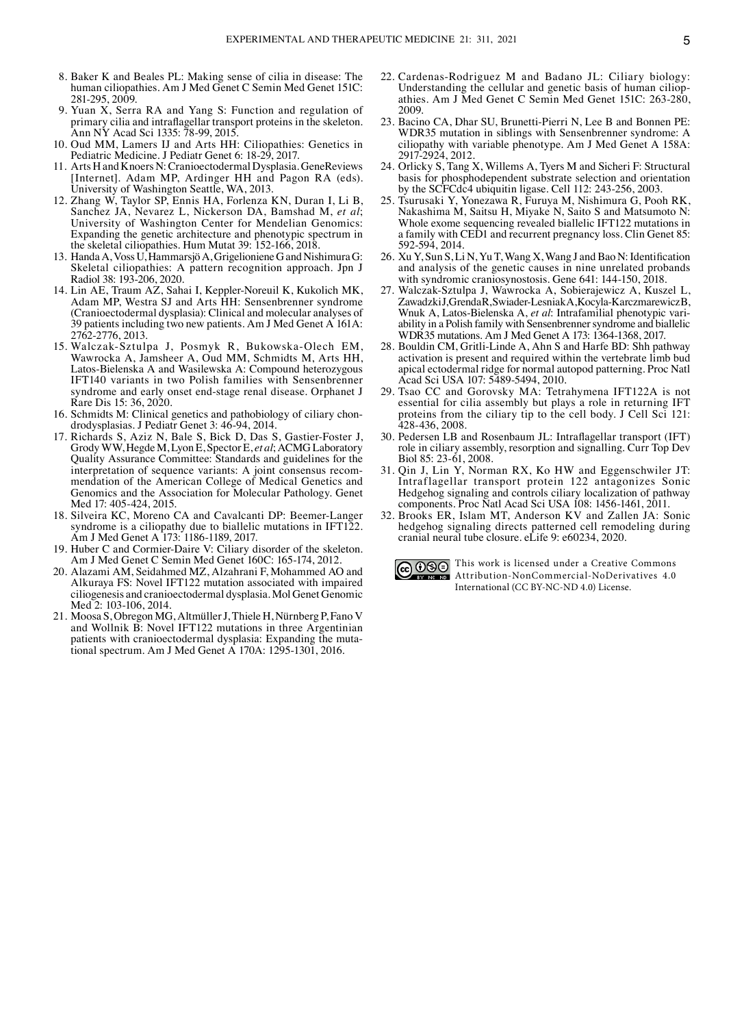8. Baker K and Beales PL: Making sense of cilia in disease: The human ciliopathies. Am J Med Genet C Semin Med Genet 151C: 281-295, 2009.
9. Yuan X, Serra RA and Yang S: Function and regulation of primary cilia and intraflagellar transport proteins in the skeleton. Ann NY Acad Sci 1335: 78-99, 2015.
10. Oud MM, Lamers IJ and Arts HH: Ciliopathies: Genetics in Pediatric Medicine. J Pediatr Genet 6: 18-29, 2017.
11. Arts H and Knoers N: Cranioectodermal Dysplasia. GeneReviews [Internet]. Adam MP, Ardinger HH and Pagon RA (eds). University of Washington Seattle, WA, 2013.
12. Zhang W, Taylor SP, Ennis HA, Forlenza KN, Duran I, Li B, Sanchez JA, Nevarez L, Nickerson DA, Bamshad M, *et al*; University of Washington Center for Mendelian Genomics: Expanding the genetic architecture and phenotypic spectrum in the skeletal ciliopathies. Hum Mutat 39: 152-166, 2018.
13. Handa A, Voss U, Hammarsjö A, Grigelioniene G and Nishimura G: Skeletal ciliopathies: A pattern recognition approach. Jpn J Radiol 38: 193-206, 2020.
14. Lin AE, Traum AZ, Sahai I, Keppler-Noreuil K, Kukolich MK, Adam MP, Westra SJ and Arts HH: Sensenbrenner syndrome (Cranioectodermal dysplasia): Clinical and molecular analyses of 39 patients including two new patients. Am J Med Genet A 161A: 2762-2776, 2013.
15. Walczak-Sztulpa J, Posmyk R, Bukowska-Olech EM, Wawrocka A, Jamsheer A, Oud MM, Schmidts M, Arts HH, Latos-Bielenska A and Wasilewska A: Compound heterozygous IFT140 variants in two Polish families with Sensenbrenner syndrome and early onset end-stage renal disease. Orphanet J Rare Dis 15: 36, 2020.
16. Schmidts M: Clinical genetics and pathobiology of ciliary chondrodysplasias. J Pediatr Genet 3: 46-94, 2014.
17. Richards S, Aziz N, Bale S, Bick D, Das S, Gastier-Foster J, Grody WW, Hegde M, Lyon E, Spector E, *et al*; ACMG Laboratory Quality Assurance Committee: Standards and guidelines for the interpretation of sequence variants: A joint consensus recommendation of the American College of Medical Genetics and Genomics and the Association for Molecular Pathology. Genet Med 17: 405-424, 2015.
18. Silveira KC, Moreno CA and Cavalcanti DP: Beemer-Langer syndrome is a ciliopathy due to biallelic mutations in IFT122. Am J Med Genet A 173: 1186-1189, 2017.
19. Huber C and Cormier-Daire V: Ciliary disorder of the skeleton. Am J Med Genet C Semin Med Genet 160C: 165-174, 2012.
20. Alazami AM, Seidahmed MZ, Alzahrani F, Mohammed AO and Alkuraya FS: Novel IFT122 mutation associated with impaired ciliogenesis and cranioectodermal dysplasia. Mol Genet Genomic Med 2: 103-106, 2014.
21. Moosa S, Obregon MG, Altmüller J, Thiele H, Nürnberg P, Fano V and Wollnik B: Novel IFT122 mutations in three Argentinian patients with cranioectodermal dysplasia: Expanding the mutational spectrum. Am J Med Genet A 170A: 1295-1301, 2016.
22. Cardenas-Rodriguez M and Badano JL: Ciliary biology: Understanding the cellular and genetic basis of human ciliopathies. Am J Med Genet C Semin Med Genet 151C: 263-280, 2009.
23. Bacino CA, Dhar SU, Brunetti-Pierri N, Lee B and Bonnen PE: WDR35 mutation in siblings with Sensenbrenner syndrome: A ciliopathy with variable phenotype. Am J Med Genet A 158A: 2917-2924, 2012.
24. Orlicky S, Tang X, Willems A, Tyers M and Sicheri F: Structural basis for phosphodependent substrate selection and orientation by the SCFCdc4 ubiquitin ligase. Cell 112: 243-256, 2003.
25. Tsurusaki Y, Yonezawa R, Furuya M, Nishimura G, Pooh RK, Nakashima M, Saitsu H, Miyake N, Saito S and Matsumoto N: Whole exome sequencing revealed biallelic IFT122 mutations in a family with CED1 and recurrent pregnancy loss. Clin Genet 85: 592-594, 2014.
26. Xu Y, Sun S, Li N, Yu T, Wang X, Wang J and Bao N: Identification and analysis of the genetic causes in nine unrelated probands with syndromic craniosynostosis. Gene 641: 144-150, 2018.
27. Walczak-Sztulpa J, Wawrocka A, Sobierajewicz A, Kuszel L, Zawadzki J, Grenda R, Swiader-Lesniak A, Kocyla-Karczmarewicz B, Wnuk A, Latos-Bielenska A, *et al*: Intrafamilial phenotypic variability in a Polish family with Sensenbrenner syndrome and biallelic WDR35 mutations. Am J Med Genet A 173: 1364-1368, 2017.
28. Bouldin CM, Gritli-Linde A, Ahn S and Harfe BD: Shh pathway activation is present and required within the vertebrate limb bud apical ectodermal ridge for normal autopod patterning. Proc Natl Acad Sci USA 107: 5489-5494, 2010.
29. Tsao CC and Gorovsky MA: Tetrahymena IFT122A is not essential for cilia assembly but plays a role in returning IFT proteins from the ciliary tip to the cell body. J Cell Sci 121: 428-436, 2008.
30. Pedersen LB and Rosenbaum JL: Intraflagellar transport (IFT) role in ciliary assembly, resorption and signalling. Curr Top Dev Biol 85: 23-61, 2008.
31. Qin J, Lin Y, Norman RX, Ko HW and Eggenschwiler JT: Intraflagellar transport protein 122 antagonizes Sonic Hedgehog signaling and controls ciliary localization of pathway components. Proc Natl Acad Sci USA 108: 1456-1461, 2011.
32. Brooks ER, Islam MT, Anderson KV and Zallen JA: Sonic hedgehog signaling directs patterned cell remodeling during cranial neural tube closure. eLife 9: e60234, 2020.

This work is licensed under a Creative Commons Attribution-NonCommercial-NoDerivatives 4.0 International (CC BY-NC-ND 4.0) License.